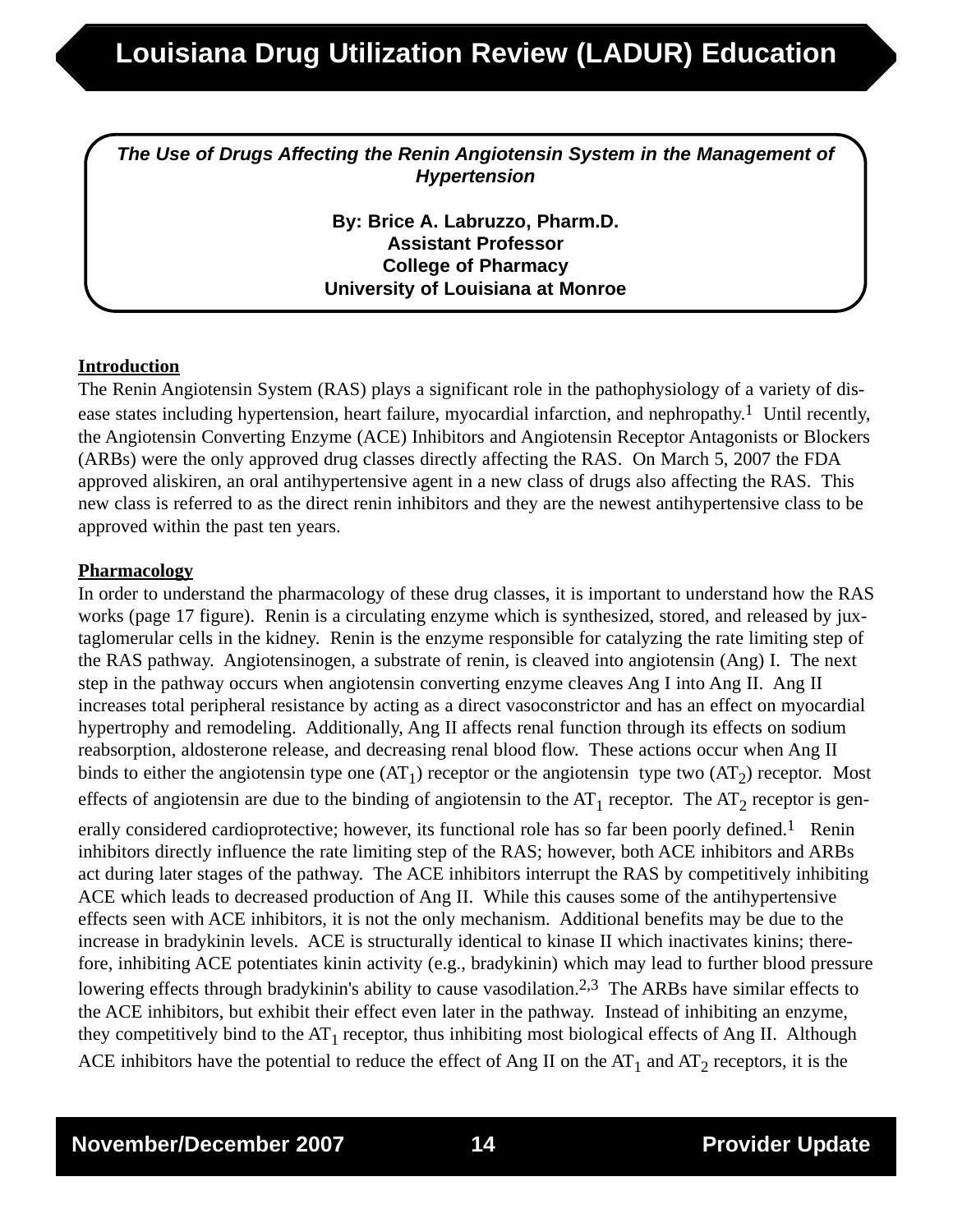# Louisiana Drug Utilization Review (LADUR) Education

***The Use of Drugs Affecting the Renin Angiotensin System in the Management of Hypertension***

**By: Brice A. Labruzzo, Pharm.D.**
**Assistant Professor**
**College of Pharmacy**
**University of Louisiana at Monroe**

## Introduction

The Renin Angiotensin System (RAS) plays a significant role in the pathophysiology of a variety of disease states including hypertension, heart failure, myocardial infarction, and nephropathy.[1] Until recently, the Angiotensin Converting Enzyme (ACE) Inhibitors and Angiotensin Receptor Antagonists or Blockers (ARBs) were the only approved drug classes directly affecting the RAS. On March 5, 2007 the FDA approved aliskiren, an oral antihypertensive agent in a new class of drugs also affecting the RAS. This new class is referred to as the direct renin inhibitors and they are the newest antihypertensive class to be approved within the past ten years.

## Pharmacology

In order to understand the pharmacology of these drug classes, it is important to understand how the RAS works (page 17 figure). Renin is a circulating enzyme which is synthesized, stored, and released by juxtaglomerular cells in the kidney. Renin is the enzyme responsible for catalyzing the rate limiting step of the RAS pathway. Angiotensinogen, a substrate of renin, is cleaved into angiotensin (Ang) I. The next step in the pathway occurs when angiotensin converting enzyme cleaves Ang I into Ang II. Ang II increases total peripheral resistance by acting as a direct vasoconstrictor and has an effect on myocardial hypertrophy and remodeling. Additionally, Ang II affects renal function through its effects on sodium reabsorption, aldosterone release, and decreasing renal blood flow. These actions occur when Ang II binds to either the angiotensin type one ($AT_1$) receptor or the angiotensin type two ($AT_2$) receptor. Most effects of angiotensin are due to the binding of angiotensin to the $AT_1$ receptor. The $AT_2$ receptor is generally considered cardioprotective; however, its functional role has so far been poorly defined.[1] Renin inhibitors directly influence the rate limiting step of the RAS; however, both ACE inhibitors and ARBs act during later stages of the pathway. The ACE inhibitors interrupt the RAS by competitively inhibiting ACE which leads to decreased production of Ang II. While this causes some of the antihypertensive effects seen with ACE inhibitors, it is not the only mechanism. Additional benefits may be due to the increase in bradykinin levels. ACE is structurally identical to kinase II which inactivates kinins; therefore, inhibiting ACE potentiates kinin activity (e.g., bradykinin) which may lead to further blood pressure lowering effects through bradykinin's ability to cause vasodilation.[2,3] The ARBs have similar effects to the ACE inhibitors, but exhibit their effect even later in the pathway. Instead of inhibiting an enzyme, they competitively bind to the $AT_1$ receptor, thus inhibiting most biological effects of Ang II. Although ACE inhibitors have the potential to reduce the effect of Ang II on the $AT_1$ and $AT_2$ receptors, it is the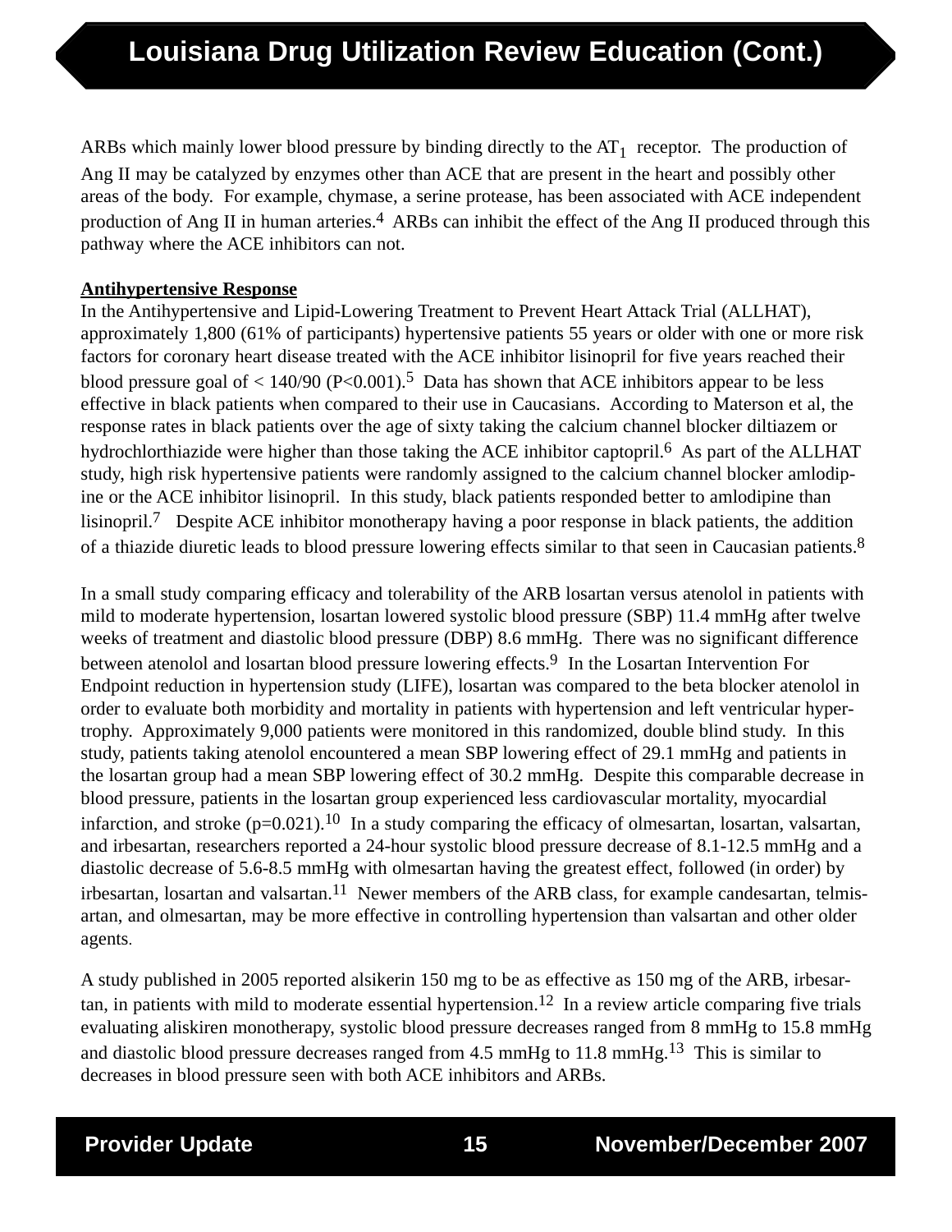ARBs which mainly lower blood pressure by binding directly to the $AT_1$ receptor. The production of Ang II may be catalyzed by enzymes other than ACE that are present in the heart and possibly other areas of the body. For example, chymase, a serine protease, has been associated with ACE independent production of Ang II in human arteries.[4] ARBs can inhibit the effect of the Ang II produced through this pathway where the ACE inhibitors can not.

**Antihypertensive Response**

In the Antihypertensive and Lipid-Lowering Treatment to Prevent Heart Attack Trial (ALLHAT), approximately 1,800 (61% of participants) hypertensive patients 55 years or older with one or more risk factors for coronary heart disease treated with the ACE inhibitor lisinopril for five years reached their blood pressure goal of < 140/90 (P<0.001).[5] Data has shown that ACE inhibitors appear to be less effective in black patients when compared to their use in Caucasians. According to Materson et al, the response rates in black patients over the age of sixty taking the calcium channel blocker diltiazem or hydrochlorthiazide were higher than those taking the ACE inhibitor captopril.[6] As part of the ALLHAT study, high risk hypertensive patients were randomly assigned to the calcium channel blocker amlodipine or the ACE inhibitor lisinopril. In this study, black patients responded better to amlodipine than lisinopril.[7] Despite ACE inhibitor monotherapy having a poor response in black patients, the addition of a thiazide diuretic leads to blood pressure lowering effects similar to that seen in Caucasian patients.[8]

In a small study comparing efficacy and tolerability of the ARB losartan versus atenolol in patients with mild to moderate hypertension, losartan lowered systolic blood pressure (SBP) 11.4 mmHg after twelve weeks of treatment and diastolic blood pressure (DBP) 8.6 mmHg. There was no significant difference between atenolol and losartan blood pressure lowering effects.[9] In the Losartan Intervention For Endpoint reduction in hypertension study (LIFE), losartan was compared to the beta blocker atenolol in order to evaluate both morbidity and mortality in patients with hypertension and left ventricular hypertrophy. Approximately 9,000 patients were monitored in this randomized, double blind study. In this study, patients taking atenolol encountered a mean SBP lowering effect of 29.1 mmHg and patients in the losartan group had a mean SBP lowering effect of 30.2 mmHg. Despite this comparable decrease in blood pressure, patients in the losartan group experienced less cardiovascular mortality, myocardial infarction, and stroke (p=0.021).[10] In a study comparing the efficacy of olmesartan, losartan, valsartan, and irbesartan, researchers reported a 24-hour systolic blood pressure decrease of 8.1-12.5 mmHg and a diastolic decrease of 5.6-8.5 mmHg with olmesartan having the greatest effect, followed (in order) by irbesartan, losartan and valsartan.[11] Newer members of the ARB class, for example candesartan, telmisartan, and olmesartan, may be more effective in controlling hypertension than valsartan and other older agents.

A study published in 2005 reported alsikerin 150 mg to be as effective as 150 mg of the ARB, irbesartan, in patients with mild to moderate essential hypertension.[12] In a review article comparing five trials evaluating aliskiren monotherapy, systolic blood pressure decreases ranged from 8 mmHg to 15.8 mmHg and diastolic blood pressure decreases ranged from 4.5 mmHg to 11.8 mmHg.[13] This is similar to decreases in blood pressure seen with both ACE inhibitors and ARBs.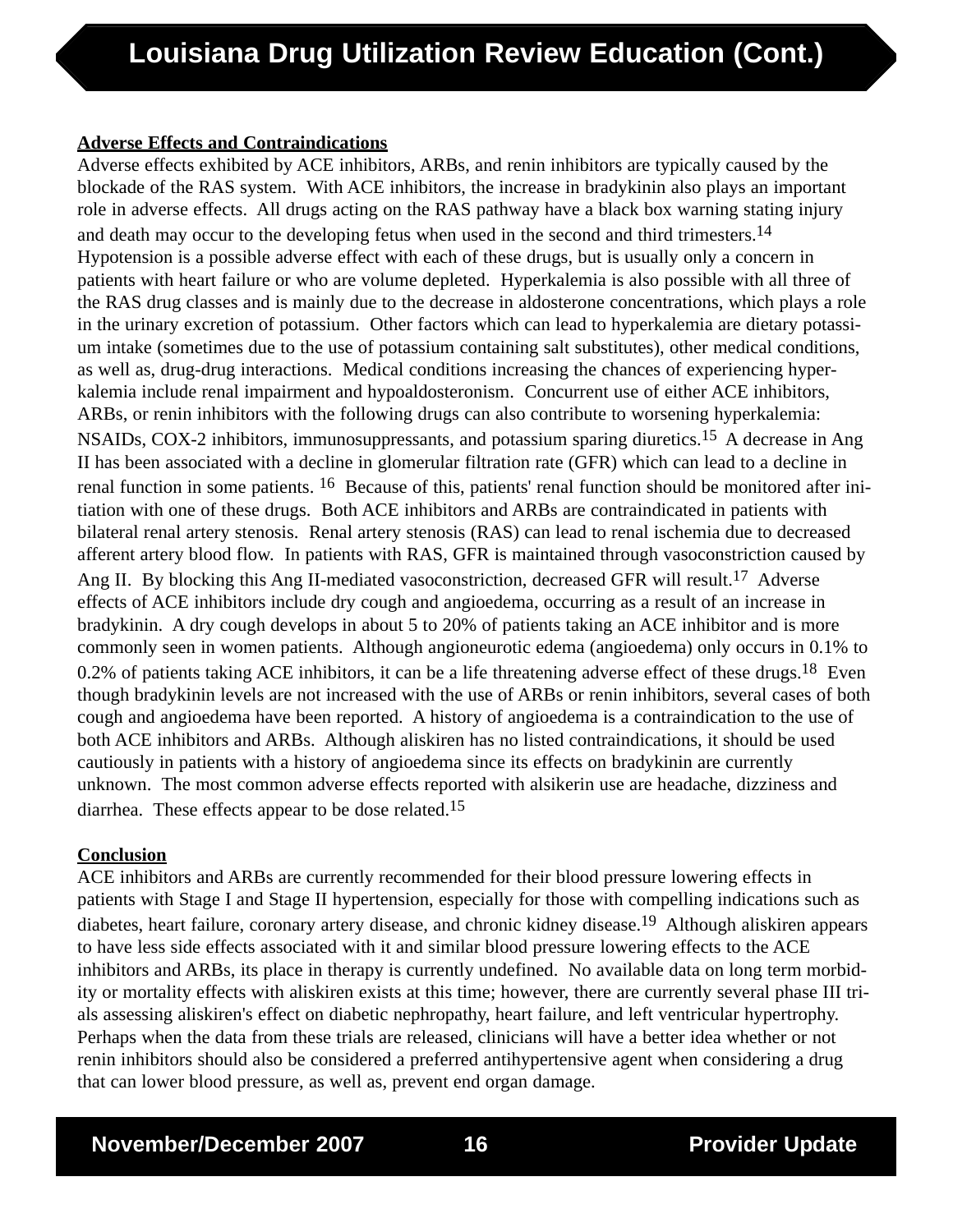## Adverse Effects and Contraindications

Adverse effects exhibited by ACE inhibitors, ARBs, and renin inhibitors are typically caused by the blockade of the RAS system. With ACE inhibitors, the increase in bradykinin also plays an important role in adverse effects. All drugs acting on the RAS pathway have a black box warning stating injury and death may occur to the developing fetus when used in the second and third trimesters.[14] Hypotension is a possible adverse effect with each of these drugs, but is usually only a concern in patients with heart failure or who are volume depleted. Hyperkalemia is also possible with all three of the RAS drug classes and is mainly due to the decrease in aldosterone concentrations, which plays a role in the urinary excretion of potassium. Other factors which can lead to hyperkalemia are dietary potassium intake (sometimes due to the use of potassium containing salt substitutes), other medical conditions, as well as, drug-drug interactions. Medical conditions increasing the chances of experiencing hyperkalemia include renal impairment and hypoaldosteronism. Concurrent use of either ACE inhibitors, ARBs, or renin inhibitors with the following drugs can also contribute to worsening hyperkalemia: NSAIDs, COX-2 inhibitors, immunosuppressants, and potassium sparing diuretics.[15] A decrease in Ang II has been associated with a decline in glomerular filtration rate (GFR) which can lead to a decline in renal function in some patients. [16] Because of this, patients' renal function should be monitored after initiation with one of these drugs. Both ACE inhibitors and ARBs are contraindicated in patients with bilateral renal artery stenosis. Renal artery stenosis (RAS) can lead to renal ischemia due to decreased afferent artery blood flow. In patients with RAS, GFR is maintained through vasoconstriction caused by Ang II. By blocking this Ang II-mediated vasoconstriction, decreased GFR will result.[17] Adverse effects of ACE inhibitors include dry cough and angioedema, occurring as a result of an increase in bradykinin. A dry cough develops in about 5 to 20% of patients taking an ACE inhibitor and is more commonly seen in women patients. Although angioneurotic edema (angioedema) only occurs in 0.1% to 0.2% of patients taking ACE inhibitors, it can be a life threatening adverse effect of these drugs.[18] Even though bradykinin levels are not increased with the use of ARBs or renin inhibitors, several cases of both cough and angioedema have been reported. A history of angioedema is a contraindication to the use of both ACE inhibitors and ARBs. Although aliskiren has no listed contraindications, it should be used cautiously in patients with a history of angioedema since its effects on bradykinin are currently unknown. The most common adverse effects reported with alsikerin use are headache, dizziness and diarrhea. These effects appear to be dose related.[15]

## Conclusion

ACE inhibitors and ARBs are currently recommended for their blood pressure lowering effects in patients with Stage I and Stage II hypertension, especially for those with compelling indications such as diabetes, heart failure, coronary artery disease, and chronic kidney disease.[19] Although aliskiren appears to have less side effects associated with it and similar blood pressure lowering effects to the ACE inhibitors and ARBs, its place in therapy is currently undefined. No available data on long term morbidity or mortality effects with aliskiren exists at this time; however, there are currently several phase III trials assessing aliskiren's effect on diabetic nephropathy, heart failure, and left ventricular hypertrophy. Perhaps when the data from these trials are released, clinicians will have a better idea whether or not renin inhibitors should also be considered a preferred antihypertensive agent when considering a drug that can lower blood pressure, as well as, prevent end organ damage.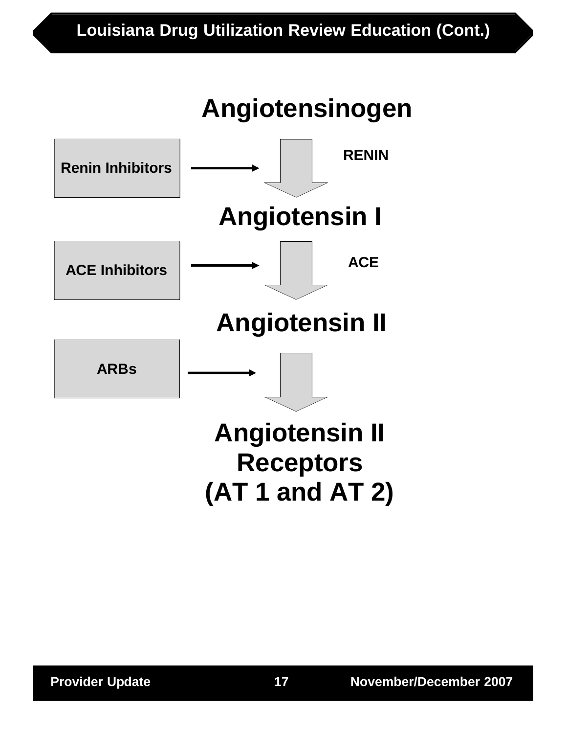**Angiotensinogen**

| | | |
|---|---|---|
| Renin Inhibitors | → ⇩ | RENIN |

**Angiotensin I**

| | | |
|---|---|---|
| ACE Inhibitors | → ⇩ | ACE |

**Angiotensin II**

| | |
|---|---|
| ARBs | → ⇩ |

**Angiotensin II Receptors (AT 1 and AT 2)**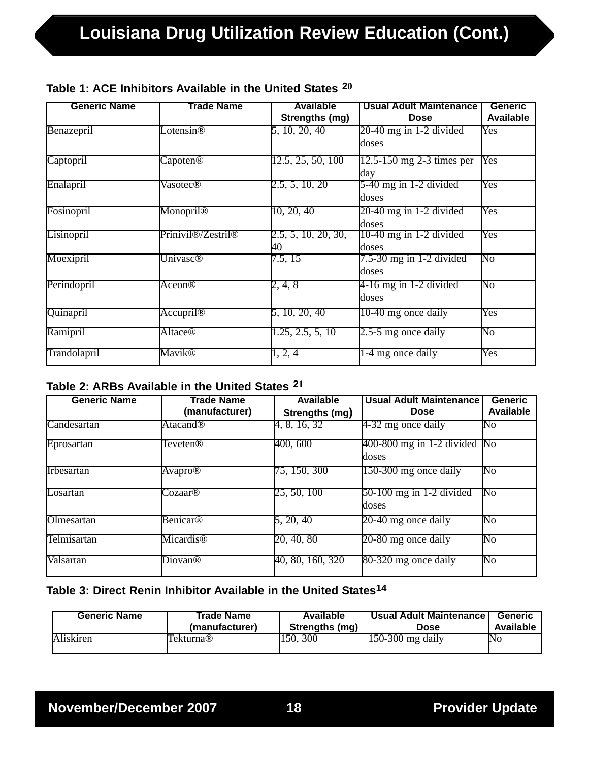**Table 1: ACE Inhibitors Available in the United States [20]**

| Generic Name | Trade Name | Available Strengths (mg) | Usual Adult Maintenance Dose | Generic Available |
|---|---|---|---|---|
| Benazepril | Lotensin® | 5, 10, 20, 40 | 20-40 mg in 1-2 divided doses | Yes |
| Captopril | Capoten® | 12.5, 25, 50, 100 | 12.5-150 mg 2-3 times per day | Yes |
| Enalapril | Vasotec® | 2.5, 5, 10, 20 | 5-40 mg in 1-2 divided doses | Yes |
| Fosinopril | Monopril® | 10, 20, 40 | 20-40 mg in 1-2 divided doses | Yes |
| Lisinopril | Prinivil®/Zestril® | 2.5, 5, 10, 20, 30, 40 | 10-40 mg in 1-2 divided doses | Yes |
| Moexipril | Univasc® | 7.5, 15 | 7.5-30 mg in 1-2 divided doses | No |
| Perindopril | Aceon® | 2, 4, 8 | 4-16 mg in 1-2 divided doses | No |
| Quinapril | Accupril® | 5, 10, 20, 40 | 10-40 mg once daily | Yes |
| Ramipril | Altace® | 1.25, 2.5, 5, 10 | 2.5-5 mg once daily | No |
| Trandolapril | Mavik® | 1, 2, 4 | 1-4 mg once daily | Yes |

**Table 2: ARBs Available in the United States [21]**

| Generic Name | Trade Name (manufacturer) | Available Strengths (mg) | Usual Adult Maintenance Dose | Generic Available |
|---|---|---|---|---|
| Candesartan | Atacand® | 4, 8, 16, 32 | 4-32 mg once daily | No |
| Eprosartan | Teveten® | 400, 600 | 400-800 mg in 1-2 divided doses | No |
| Irbesartan | Avapro® | 75, 150, 300 | 150-300 mg once daily | No |
| Losartan | Cozaar® | 25, 50, 100 | 50-100 mg in 1-2 divided doses | No |
| Olmesartan | Benicar® | 5, 20, 40 | 20-40 mg once daily | No |
| Telmisartan | Micardis® | 20, 40, 80 | 20-80 mg once daily | No |
| Valsartan | Diovan® | 40, 80, 160, 320 | 80-320 mg once daily | No |

**Table 3: Direct Renin Inhibitor Available in the United States[14]**

| Generic Name | Trade Name (manufacturer) | Available Strengths (mg) | Usual Adult Maintenance Dose | Generic Available |
|---|---|---|---|---|
| Aliskiren | Tekturna® | 150, 300 | 150-300 mg daily | No |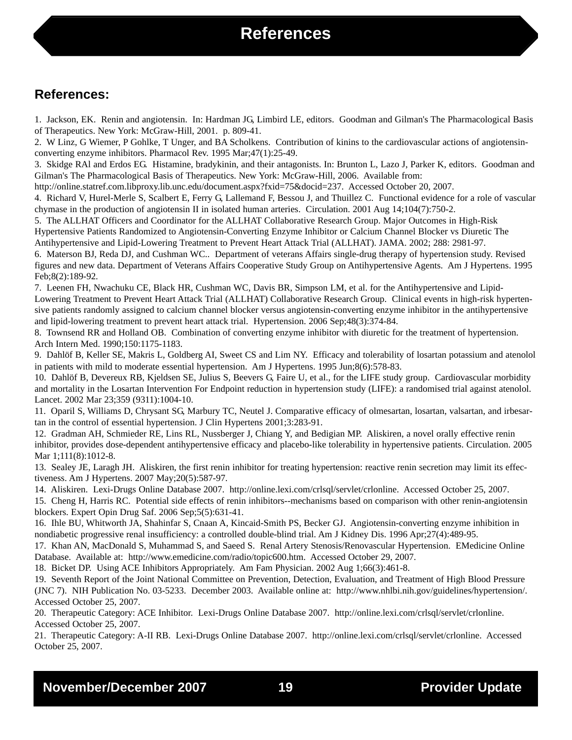# References

## References:

1. Jackson, EK. Renin and angiotensin. In: Hardman JG, Limbird LE, editors. Goodman and Gilman's The Pharmacological Basis of Therapeutics. New York: McGraw-Hill, 2001. p. 809-41.
2. W Linz, G Wiemer, P Gohlke, T Unger, and BA Scholkens. Contribution of kinins to the cardiovascular actions of angiotensin-converting enzyme inhibitors. Pharmacol Rev. 1995 Mar;47(1):25-49.
3. Skidge RAl and Erdos EG. Histamine, bradykinin, and their antagonists. In: Brunton L, Lazo J, Parker K, editors. Goodman and Gilman's The Pharmacological Basis of Therapeutics. New York: McGraw-Hill, 2006. Available from: http://online.statref.com.libproxy.lib.unc.edu/document.aspx?fxid=75&docid=237. Accessed October 20, 2007.
4. Richard V, Hurel-Merle S, Scalbert E, Ferry G, Lallemand F, Bessou J, and Thuillez C. Functional evidence for a role of vascular chymase in the production of angiotensin II in isolated human arteries. Circulation. 2001 Aug 14;104(7):750-2.
5. The ALLHAT Officers and Coordinator for the ALLHAT Collaborative Research Group. Major Outcomes in High-Risk Hypertensive Patients Randomized to Angiotensin-Converting Enzyme Inhibitor or Calcium Channel Blocker vs Diuretic The Antihypertensive and Lipid-Lowering Treatment to Prevent Heart Attack Trial (ALLHAT). JAMA. 2002; 288: 2981-97.
6. Materson BJ, Reda DJ, and Cushman WC.. Department of veterans Affairs single-drug therapy of hypertension study. Revised figures and new data. Department of Veterans Affairs Cooperative Study Group on Antihypertensive Agents. Am J Hypertens. 1995 Feb;8(2):189-92.
7. Leenen FH, Nwachuku CE, Black HR, Cushman WC, Davis BR, Simpson LM, et al. for the Antihypertensive and Lipid-Lowering Treatment to Prevent Heart Attack Trial (ALLHAT) Collaborative Research Group. Clinical events in high-risk hypertensive patients randomly assigned to calcium channel blocker versus angiotensin-converting enzyme inhibitor in the antihypertensive and lipid-lowering treatment to prevent heart attack trial. Hypertension. 2006 Sep;48(3):374-84.
8. Townsend RR and Holland OB. Combination of converting enzyme inhibitor with diuretic for the treatment of hypertension. Arch Intern Med. 1990;150:1175-1183.
9. Dahlöf B, Keller SE, Makris L, Goldberg AI, Sweet CS and Lim NY. Efficacy and tolerability of losartan potassium and atenolol in patients with mild to moderate essential hypertension. Am J Hypertens. 1995 Jun;8(6):578-83.
10. Dahlöf B, Devereux RB, Kjeldsen SE, Julius S, Beevers G, Faire U, et al., for the LIFE study group. Cardiovascular morbidity and mortality in the Losartan Intervention For Endpoint reduction in hypertension study (LIFE): a randomised trial against atenolol. Lancet. 2002 Mar 23;359 (9311):1004-10.
11. Oparil S, Williams D, Chrysant SG, Marbury TC, Neutel J. Comparative efficacy of olmesartan, losartan, valsartan, and irbesartan in the control of essential hypertension. J Clin Hypertens 2001;3:283-91.
12. Gradman AH, Schmieder RE, Lins RL, Nussberger J, Chiang Y, and Bedigian MP. Aliskiren, a novel orally effective renin inhibitor, provides dose-dependent antihypertensive efficacy and placebo-like tolerability in hypertensive patients. Circulation. 2005 Mar 1;111(8):1012-8.
13. Sealey JE, Laragh JH. Aliskiren, the first renin inhibitor for treating hypertension: reactive renin secretion may limit its effectiveness. Am J Hypertens. 2007 May;20(5):587-97.
14. Aliskiren. Lexi-Drugs Online Database 2007. http://online.lexi.com/crlsql/servlet/crlonline. Accessed October 25, 2007.
15. Cheng H, Harris RC. Potential side effects of renin inhibitors--mechanisms based on comparison with other renin-angiotensin blockers. Expert Opin Drug Saf. 2006 Sep;5(5):631-41.
16. Ihle BU, Whitworth JA, Shahinfar S, Cnaan A, Kincaid-Smith PS, Becker GJ. Angiotensin-converting enzyme inhibition in nondiabetic progressive renal insufficiency: a controlled double-blind trial. Am J Kidney Dis. 1996 Apr;27(4):489-95.
17. Khan AN, MacDonald S, Muhammad S, and Saeed S. Renal Artery Stenosis/Renovascular Hypertension. EMedicine Online Database. Available at: http://www.emedicine.com/radio/topic600.htm. Accessed October 29, 2007.
18. Bicket DP. Using ACE Inhibitors Appropriately. Am Fam Physician. 2002 Aug 1;66(3):461-8.
19. Seventh Report of the Joint National Committee on Prevention, Detection, Evaluation, and Treatment of High Blood Pressure (JNC 7). NIH Publication No. 03-5233. December 2003. Available online at: http://www.nhlbi.nih.gov/guidelines/hypertension/. Accessed October 25, 2007.
20. Therapeutic Category: ACE Inhibitor. Lexi-Drugs Online Database 2007. http://online.lexi.com/crlsql/servlet/crlonline. Accessed October 25, 2007.
21. Therapeutic Category: A-II RB. Lexi-Drugs Online Database 2007. http://online.lexi.com/crlsql/servlet/crlonline. Accessed October 25, 2007.